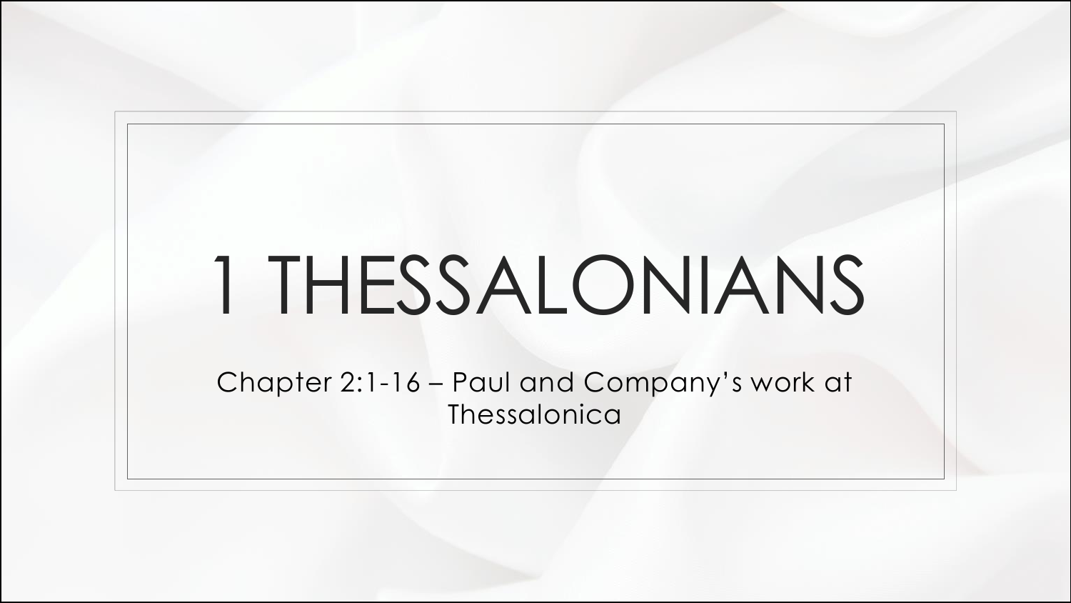# 1 THESSALONIANS

Chapter 2:1-16 – Paul and Company's work at Thessalonica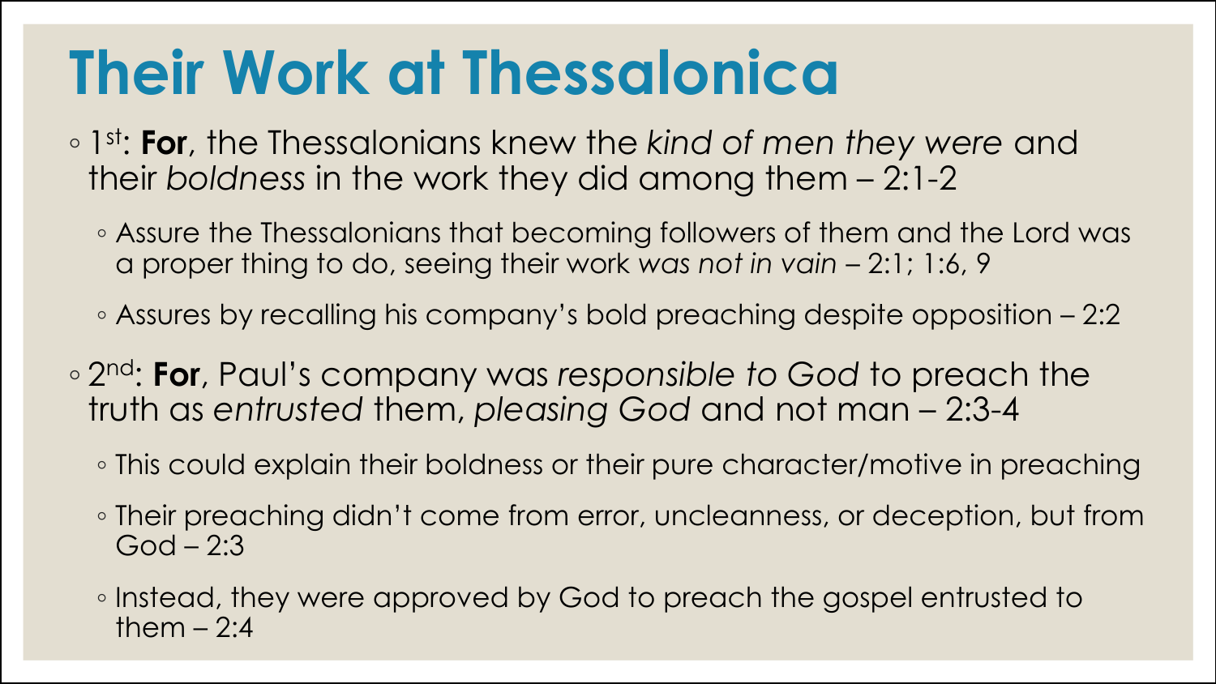# Their Work at Thessalonica

- 1st: **For**, the Thessalonians knew the *kind of men they were* and their *boldness* in the work they did among them – 2:1-2
  - Assure the Thessalonians that becoming followers of them and the Lord was a proper thing to do, seeing their work *was not in vain* – 2:1; 1:6, 9
  - Assures by recalling his company's bold preaching despite opposition – 2:2
- 2nd: **For**, Paul's company was *responsible to God* to preach the truth as *entrusted* them, *pleasing God* and not man – 2:3-4
  - This could explain their boldness or their pure character/motive in preaching
  - Their preaching didn't come from error, uncleanness, or deception, but from God – 2:3
  - Instead, they were approved by God to preach the gospel entrusted to them – 2:4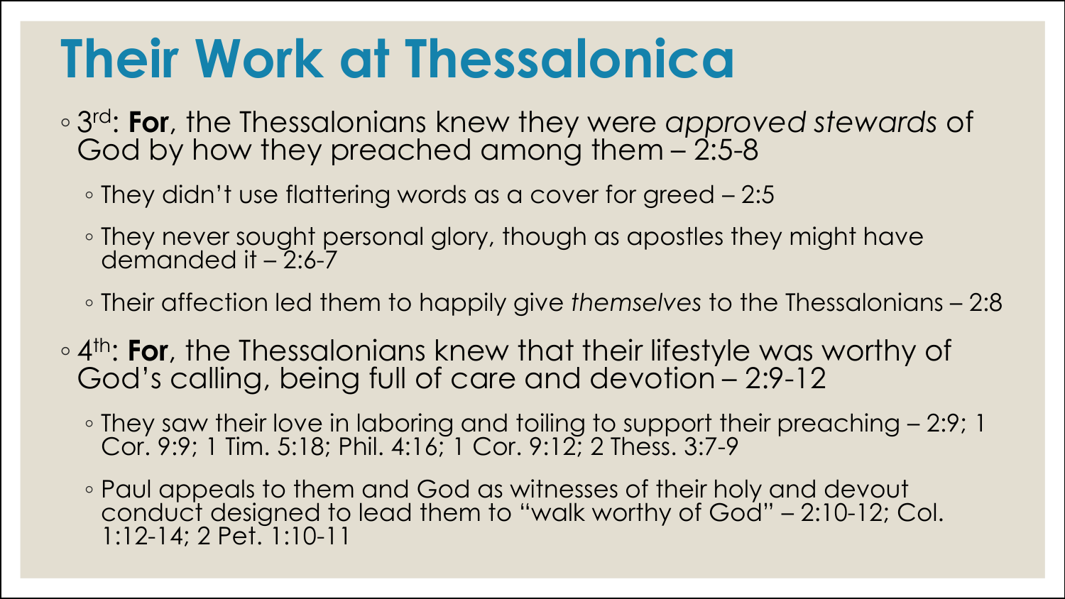# Their Work at Thessalonica

- 3rd: **For**, the Thessalonians knew they were *approved stewards* of God by how they preached among them – 2:5-8
  - They didn't use flattering words as a cover for greed – 2:5
  - They never sought personal glory, though as apostles they might have demanded it – 2:6-7
  - Their affection led them to happily give *themselves* to the Thessalonians – 2:8
- 4th: **For**, the Thessalonians knew that their lifestyle was worthy of God's calling, being full of care and devotion – 2:9-12
  - They saw their love in laboring and toiling to support their preaching – 2:9; 1 Cor. 9:9; 1 Tim. 5:18; Phil. 4:16; 1 Cor. 9:12; 2 Thess. 3:7-9
  - Paul appeals to them and God as witnesses of their holy and devout conduct designed to lead them to "walk worthy of God" – 2:10-12; Col. 1:12-14; 2 Pet. 1:10-11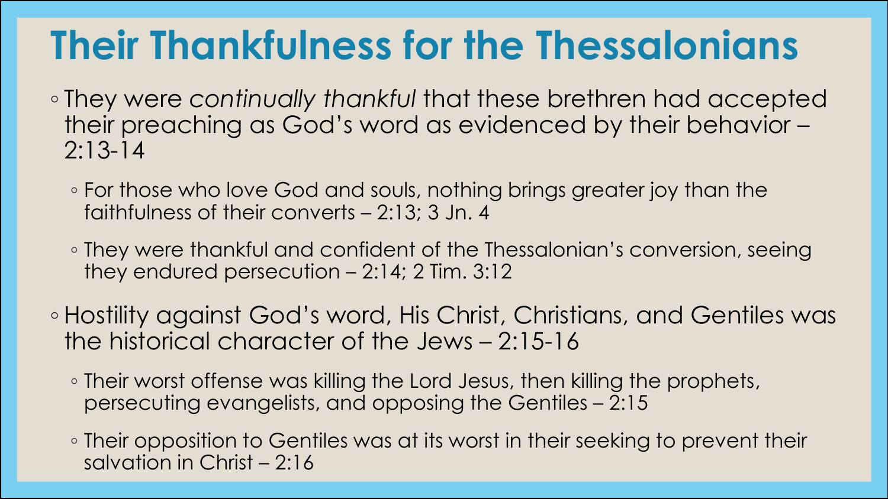# Their Thankfulness for the Thessalonians

- They were *continually thankful* that these brethren had accepted their preaching as God's word as evidenced by their behavior – 2:13-14
  - For those who love God and souls, nothing brings greater joy than the faithfulness of their converts – 2:13; 3 Jn. 4
  - They were thankful and confident of the Thessalonian's conversion, seeing they endured persecution – 2:14; 2 Tim. 3:12
- Hostility against God's word, His Christ, Christians, and Gentiles was the historical character of the Jews – 2:15-16
  - Their worst offense was killing the Lord Jesus, then killing the prophets, persecuting evangelists, and opposing the Gentiles – 2:15
  - Their opposition to Gentiles was at its worst in their seeking to prevent their salvation in Christ – 2:16